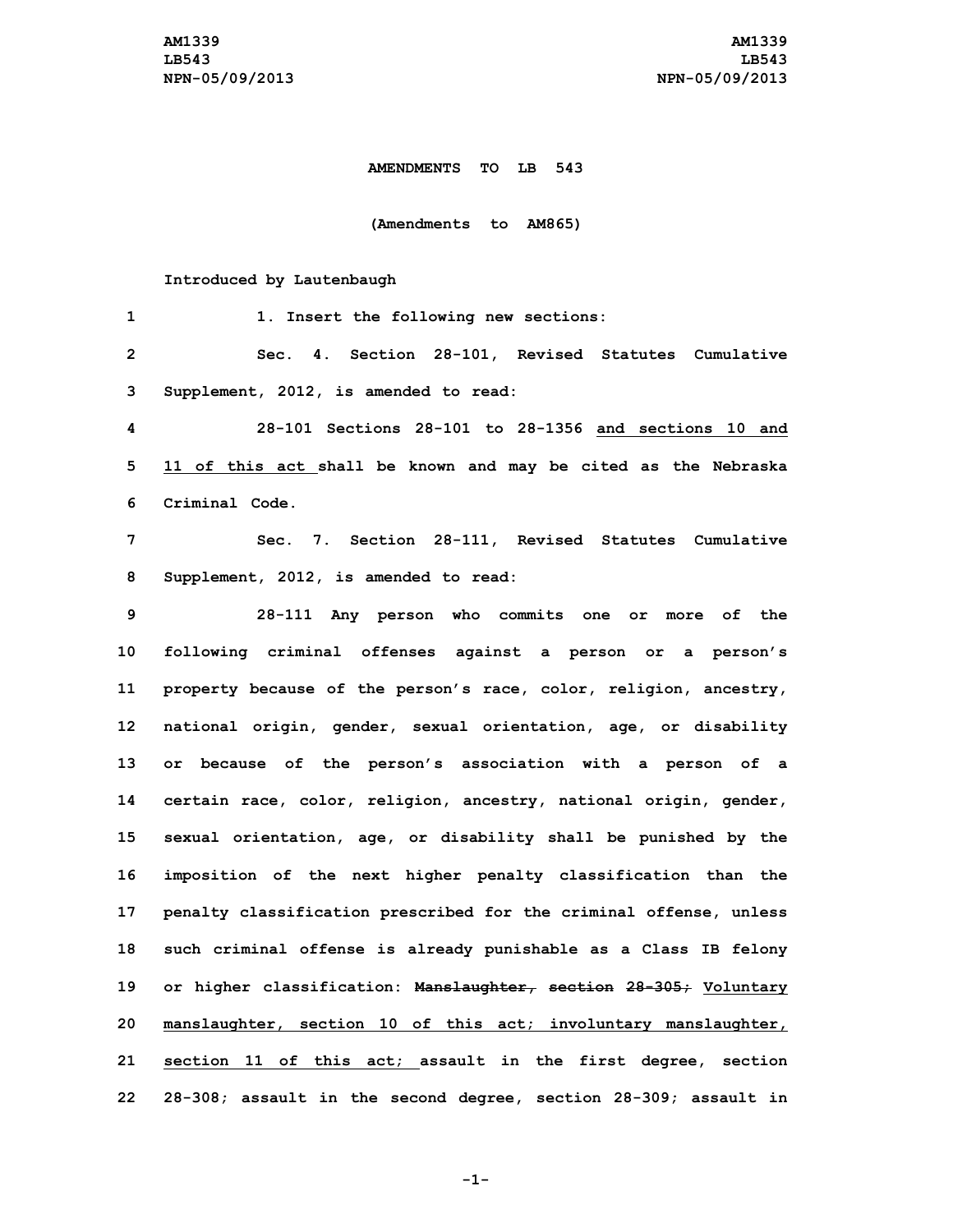**AMENDMENTS TO LB 543**

**(Amendments to AM865)**

**Introduced by Lautenbaugh**

1. Insert the following new sections:

Sec. 4. Section 28-101, Revised Statutes Cumulative Supplement, 2012, is amended to read:

28-101 Sections 28-101 to 28-1356 <u>and sections 10 and 11 of this act</u> shall be known and may be cited as the Nebraska Criminal Code.

Sec. 7. Section 28-111, Revised Statutes Cumulative Supplement, 2012, is amended to read:

28-111 Any person who commits one or more of the following criminal offenses against a person or a person's property because of the person's race, color, religion, ancestry, national origin, gender, sexual orientation, age, or disability or because of the person's association with a person of a certain race, color, religion, ancestry, national origin, gender, sexual orientation, age, or disability shall be punished by the imposition of the next higher penalty classification than the penalty classification prescribed for the criminal offense, unless such criminal offense is already punishable as a Class IB felony or higher classification: ~~Manslaughter, section 28-305;~~ <u>Voluntary manslaughter, section 10 of this act; involuntary manslaughter, section 11 of this act;</u> assault in the first degree, section 28-308; assault in the second degree, section 28-309; assault in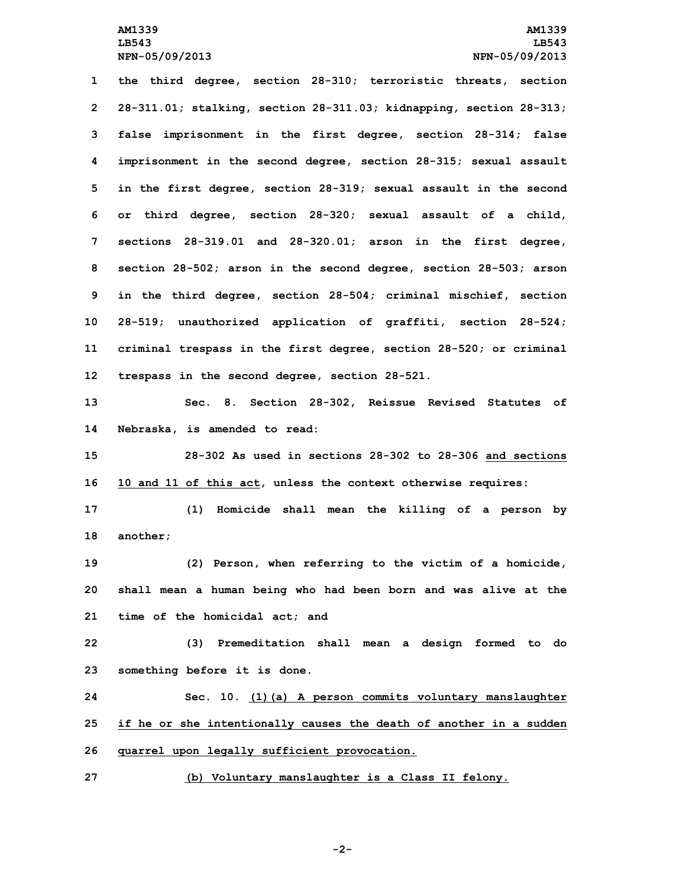the third degree, section 28-310; terroristic threats, section 28-311.01; stalking, section 28-311.03; kidnapping, section 28-313; false imprisonment in the first degree, section 28-314; false imprisonment in the second degree, section 28-315; sexual assault in the first degree, section 28-319; sexual assault in the second or third degree, section 28-320; sexual assault of a child, sections 28-319.01 and 28-320.01; arson in the first degree, section 28-502; arson in the second degree, section 28-503; arson in the third degree, section 28-504; criminal mischief, section 28-519; unauthorized application of graffiti, section 28-524; criminal trespass in the first degree, section 28-520; or criminal trespass in the second degree, section 28-521.

Sec. 8. Section 28-302, Reissue Revised Statutes of Nebraska, is amended to read:

28-302 As used in sections 28-302 to 28-306 <u>and sections 10 and 11 of this act</u>, unless the context otherwise requires:

(1) Homicide shall mean the killing of a person by another;

(2) Person, when referring to the victim of a homicide, shall mean a human being who had been born and was alive at the time of the homicidal act; and

(3) Premeditation shall mean a design formed to do something before it is done.

Sec. 10. <u>(1)(a) A person commits voluntary manslaughter if he or she intentionally causes the death of another in a sudden quarrel upon legally sufficient provocation.</u>

<u>(b) Voluntary manslaughter is a Class II felony.</u>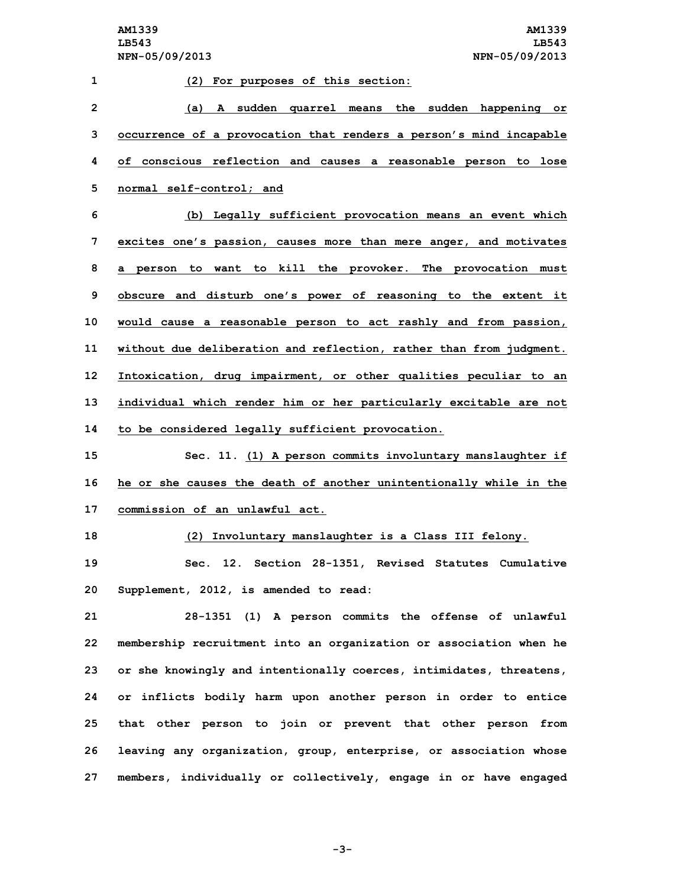(2) For purposes of this section:

(a) A sudden quarrel means the sudden happening or occurrence of a provocation that renders a person's mind incapable of conscious reflection and causes a reasonable person to lose normal self-control; and

(b) Legally sufficient provocation means an event which excites one's passion, causes more than mere anger, and motivates a person to want to kill the provoker. The provocation must obscure and disturb one's power of reasoning to the extent it would cause a reasonable person to act rashly and from passion, without due deliberation and reflection, rather than from judgment. Intoxication, drug impairment, or other qualities peculiar to an individual which render him or her particularly excitable are not to be considered legally sufficient provocation.

Sec. 11. (1) A person commits involuntary manslaughter if he or she causes the death of another unintentionally while in the commission of an unlawful act.

(2) Involuntary manslaughter is a Class III felony.

Sec. 12. Section 28-1351, Revised Statutes Cumulative Supplement, 2012, is amended to read:

28-1351 (1) A person commits the offense of unlawful membership recruitment into an organization or association when he or she knowingly and intentionally coerces, intimidates, threatens, or inflicts bodily harm upon another person in order to entice that other person to join or prevent that other person from leaving any organization, group, enterprise, or association whose members, individually or collectively, engage in or have engaged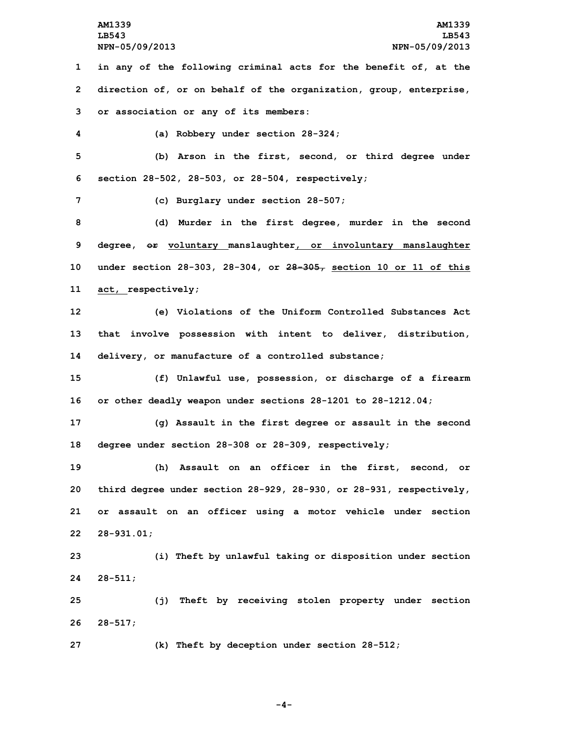in any of the following criminal acts for the benefit of, at the direction of, or on behalf of the organization, group, enterprise, or association or any of its members:

(a) Robbery under section 28-324;

(b) Arson in the first, second, or third degree under section 28-502, 28-503, or 28-504, respectively;

(c) Burglary under section 28-507;

(d) Murder in the first degree, murder in the second degree, ~~or~~ voluntary manslaughter, or involuntary manslaughter under section 28-303, 28-304, or ~~28-305,~~ section 10 or 11 of this act, respectively;

(e) Violations of the Uniform Controlled Substances Act that involve possession with intent to deliver, distribution, delivery, or manufacture of a controlled substance;

(f) Unlawful use, possession, or discharge of a firearm or other deadly weapon under sections 28-1201 to 28-1212.04;

(g) Assault in the first degree or assault in the second degree under section 28-308 or 28-309, respectively;

(h) Assault on an officer in the first, second, or third degree under section 28-929, 28-930, or 28-931, respectively, or assault on an officer using a motor vehicle under section 28-931.01;

(i) Theft by unlawful taking or disposition under section 28-511;

(j) Theft by receiving stolen property under section 28-517;

(k) Theft by deception under section 28-512;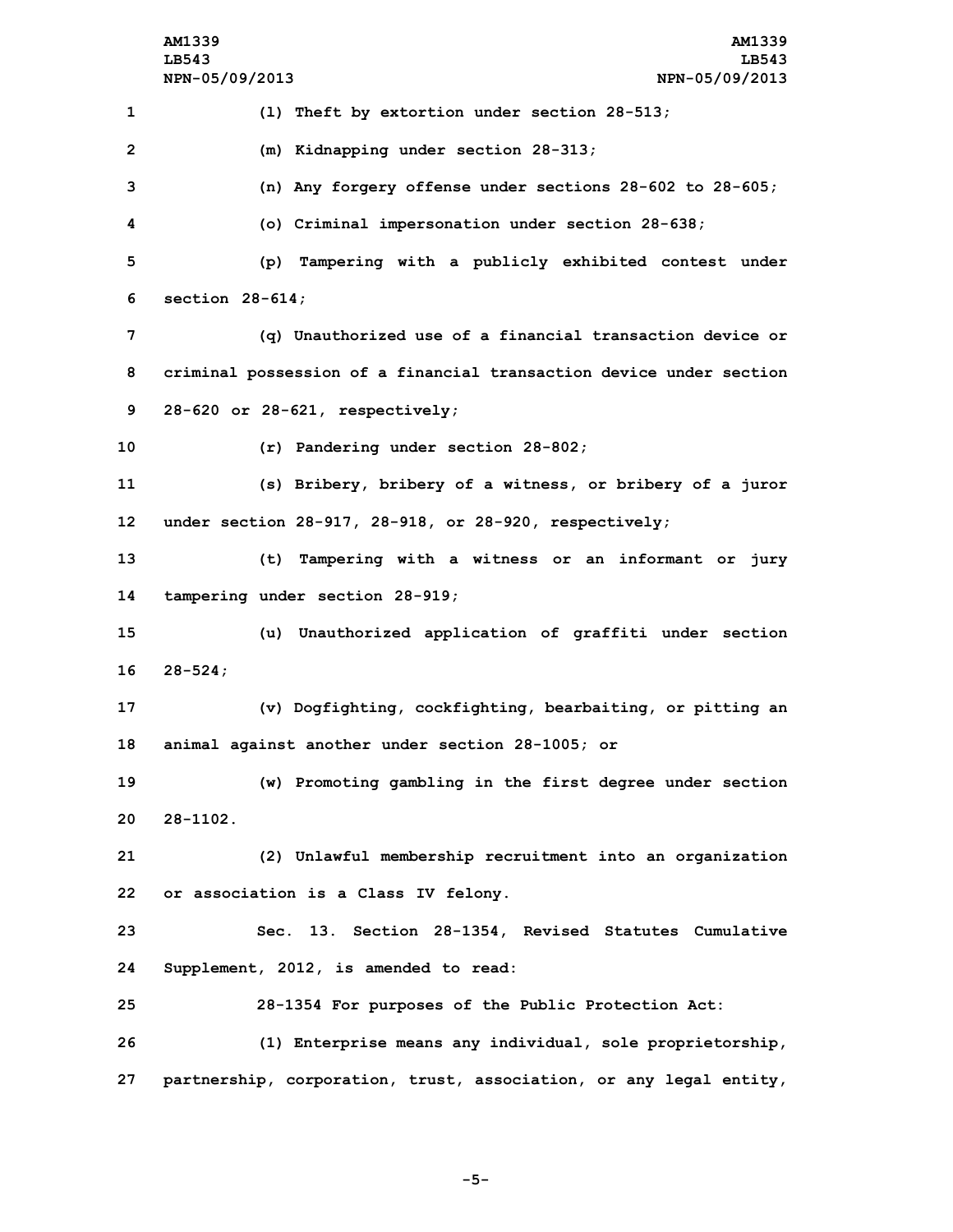(l) Theft by extortion under section 28-513;

(m) Kidnapping under section 28-313;

(n) Any forgery offense under sections 28-602 to 28-605;

(o) Criminal impersonation under section 28-638;

(p) Tampering with a publicly exhibited contest under section 28-614;

(q) Unauthorized use of a financial transaction device or criminal possession of a financial transaction device under section 28-620 or 28-621, respectively;

(r) Pandering under section 28-802;

(s) Bribery, bribery of a witness, or bribery of a juror under section 28-917, 28-918, or 28-920, respectively;

(t) Tampering with a witness or an informant or jury tampering under section 28-919;

(u) Unauthorized application of graffiti under section 28-524;

(v) Dogfighting, cockfighting, bearbaiting, or pitting an animal against another under section 28-1005; or

(w) Promoting gambling in the first degree under section 28-1102.

(2) Unlawful membership recruitment into an organization or association is a Class IV felony.

Sec. 13. Section 28-1354, Revised Statutes Cumulative Supplement, 2012, is amended to read:

28-1354 For purposes of the Public Protection Act:

(1) Enterprise means any individual, sole proprietorship, partnership, corporation, trust, association, or any legal entity,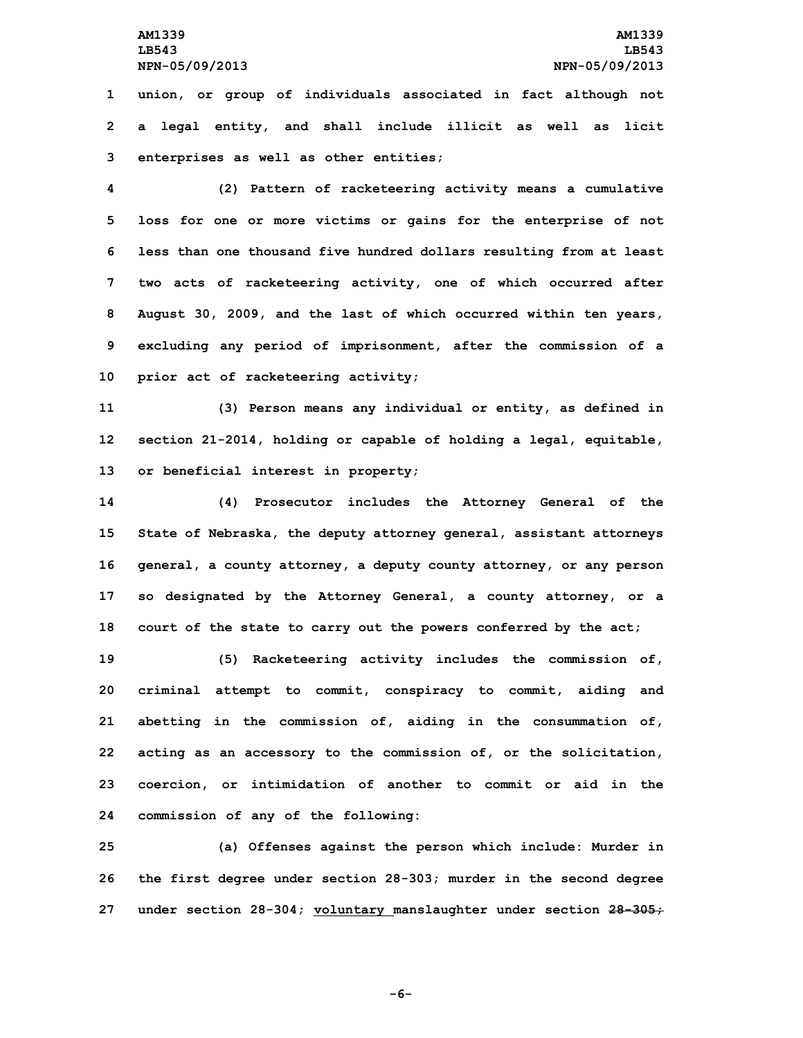union, or group of individuals associated in fact although not a legal entity, and shall include illicit as well as licit enterprises as well as other entities;

(2) Pattern of racketeering activity means a cumulative loss for one or more victims or gains for the enterprise of not less than one thousand five hundred dollars resulting from at least two acts of racketeering activity, one of which occurred after August 30, 2009, and the last of which occurred within ten years, excluding any period of imprisonment, after the commission of a prior act of racketeering activity;

(3) Person means any individual or entity, as defined in section 21-2014, holding or capable of holding a legal, equitable, or beneficial interest in property;

(4) Prosecutor includes the Attorney General of the State of Nebraska, the deputy attorney general, assistant attorneys general, a county attorney, a deputy county attorney, or any person so designated by the Attorney General, a county attorney, or a court of the state to carry out the powers conferred by the act;

(5) Racketeering activity includes the commission of, criminal attempt to commit, conspiracy to commit, aiding and abetting in the commission of, aiding in the consummation of, acting as an accessory to the commission of, or the solicitation, coercion, or intimidation of another to commit or aid in the commission of any of the following:

(a) Offenses against the person which include: Murder in the first degree under section 28-303; murder in the second degree under section 28-304; voluntary manslaughter under section ~~28-305;~~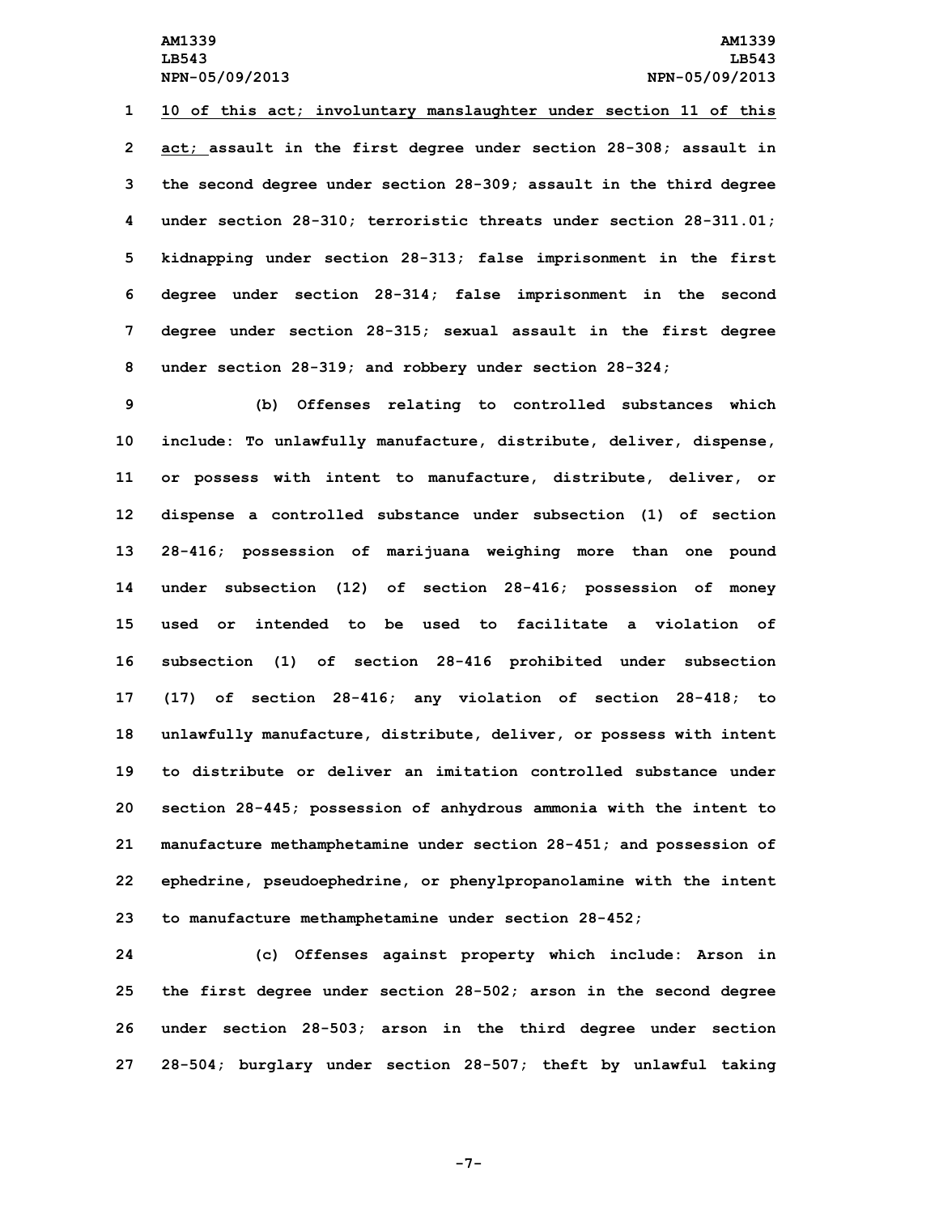10 of this act; involuntary manslaughter under section 11 of this act; assault in the first degree under section 28-308; assault in the second degree under section 28-309; assault in the third degree under section 28-310; terroristic threats under section 28-311.01; kidnapping under section 28-313; false imprisonment in the first degree under section 28-314; false imprisonment in the second degree under section 28-315; sexual assault in the first degree under section 28-319; and robbery under section 28-324;

(b) Offenses relating to controlled substances which include: To unlawfully manufacture, distribute, deliver, dispense, or possess with intent to manufacture, distribute, deliver, or dispense a controlled substance under subsection (1) of section 28-416; possession of marijuana weighing more than one pound under subsection (12) of section 28-416; possession of money used or intended to be used to facilitate a violation of subsection (1) of section 28-416 prohibited under subsection (17) of section 28-416; any violation of section 28-418; to unlawfully manufacture, distribute, deliver, or possess with intent to distribute or deliver an imitation controlled substance under section 28-445; possession of anhydrous ammonia with the intent to manufacture methamphetamine under section 28-451; and possession of ephedrine, pseudoephedrine, or phenylpropanolamine with the intent to manufacture methamphetamine under section 28-452;

(c) Offenses against property which include: Arson in the first degree under section 28-502; arson in the second degree under section 28-503; arson in the third degree under section 28-504; burglary under section 28-507; theft by unlawful taking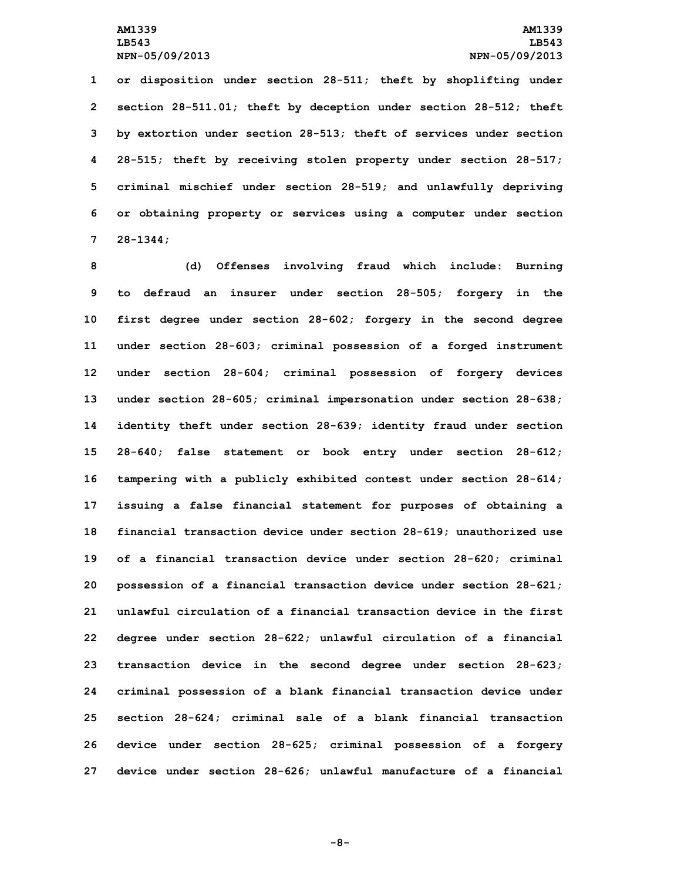or disposition under section 28-511; theft by shoplifting under section 28-511.01; theft by deception under section 28-512; theft by extortion under section 28-513; theft of services under section 28-515; theft by receiving stolen property under section 28-517; criminal mischief under section 28-519; and unlawfully depriving or obtaining property or services using a computer under section 28-1344;

(d) Offenses involving fraud which include: Burning to defraud an insurer under section 28-505; forgery in the first degree under section 28-602; forgery in the second degree under section 28-603; criminal possession of a forged instrument under section 28-604; criminal possession of forgery devices under section 28-605; criminal impersonation under section 28-638; identity theft under section 28-639; identity fraud under section 28-640; false statement or book entry under section 28-612; tampering with a publicly exhibited contest under section 28-614; issuing a false financial statement for purposes of obtaining a financial transaction device under section 28-619; unauthorized use of a financial transaction device under section 28-620; criminal possession of a financial transaction device under section 28-621; unlawful circulation of a financial transaction device in the first degree under section 28-622; unlawful circulation of a financial transaction device in the second degree under section 28-623; criminal possession of a blank financial transaction device under section 28-624; criminal sale of a blank financial transaction device under section 28-625; criminal possession of a forgery device under section 28-626; unlawful manufacture of a financial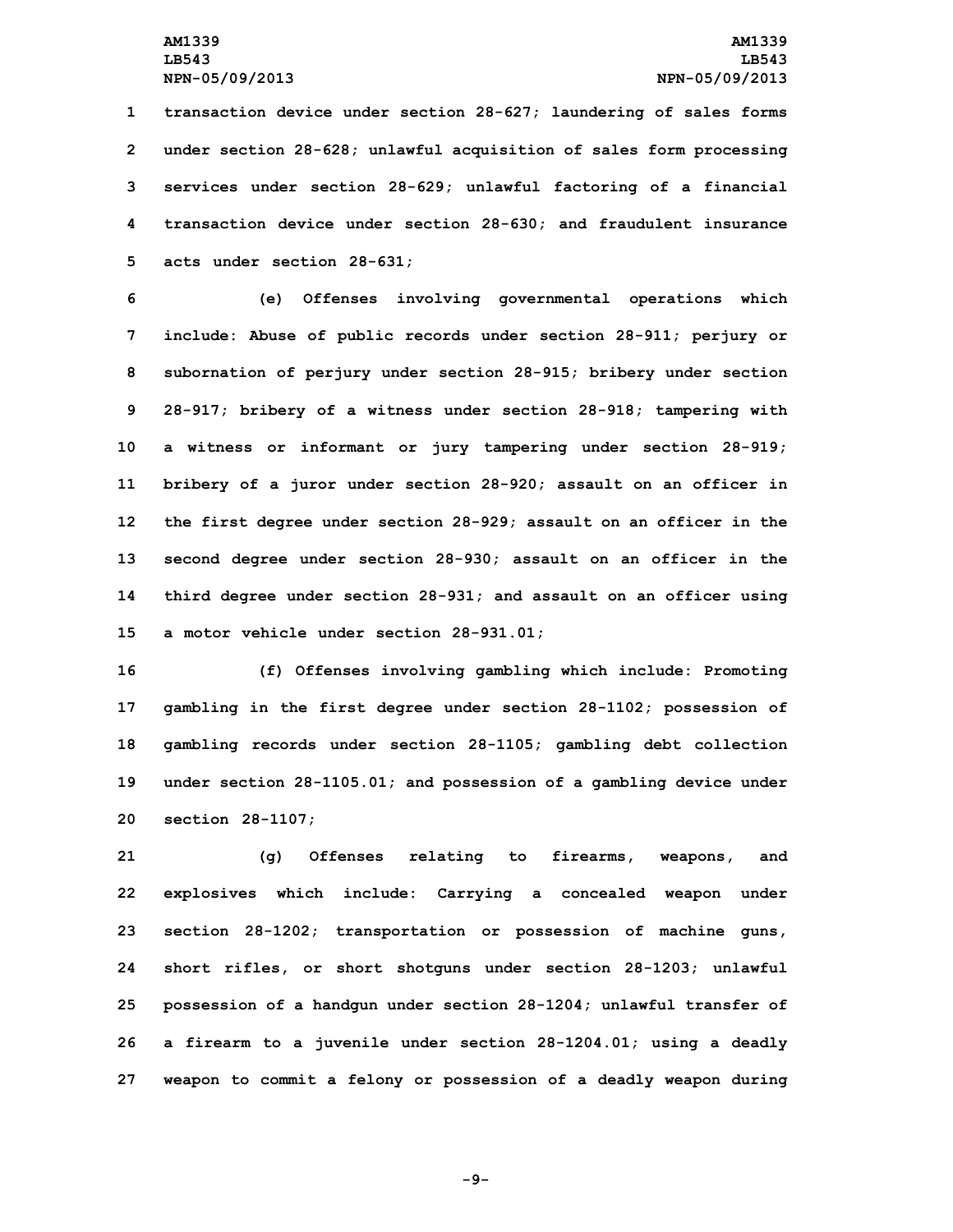transaction device under section 28-627; laundering of sales forms under section 28-628; unlawful acquisition of sales form processing services under section 28-629; unlawful factoring of a financial transaction device under section 28-630; and fraudulent insurance acts under section 28-631;

(e) Offenses involving governmental operations which include: Abuse of public records under section 28-911; perjury or subornation of perjury under section 28-915; bribery under section 28-917; bribery of a witness under section 28-918; tampering with a witness or informant or jury tampering under section 28-919; bribery of a juror under section 28-920; assault on an officer in the first degree under section 28-929; assault on an officer in the second degree under section 28-930; assault on an officer in the third degree under section 28-931; and assault on an officer using a motor vehicle under section 28-931.01;

(f) Offenses involving gambling which include: Promoting gambling in the first degree under section 28-1102; possession of gambling records under section 28-1105; gambling debt collection under section 28-1105.01; and possession of a gambling device under section 28-1107;

(g) Offenses relating to firearms, weapons, and explosives which include: Carrying a concealed weapon under section 28-1202; transportation or possession of machine guns, short rifles, or short shotguns under section 28-1203; unlawful possession of a handgun under section 28-1204; unlawful transfer of a firearm to a juvenile under section 28-1204.01; using a deadly weapon to commit a felony or possession of a deadly weapon during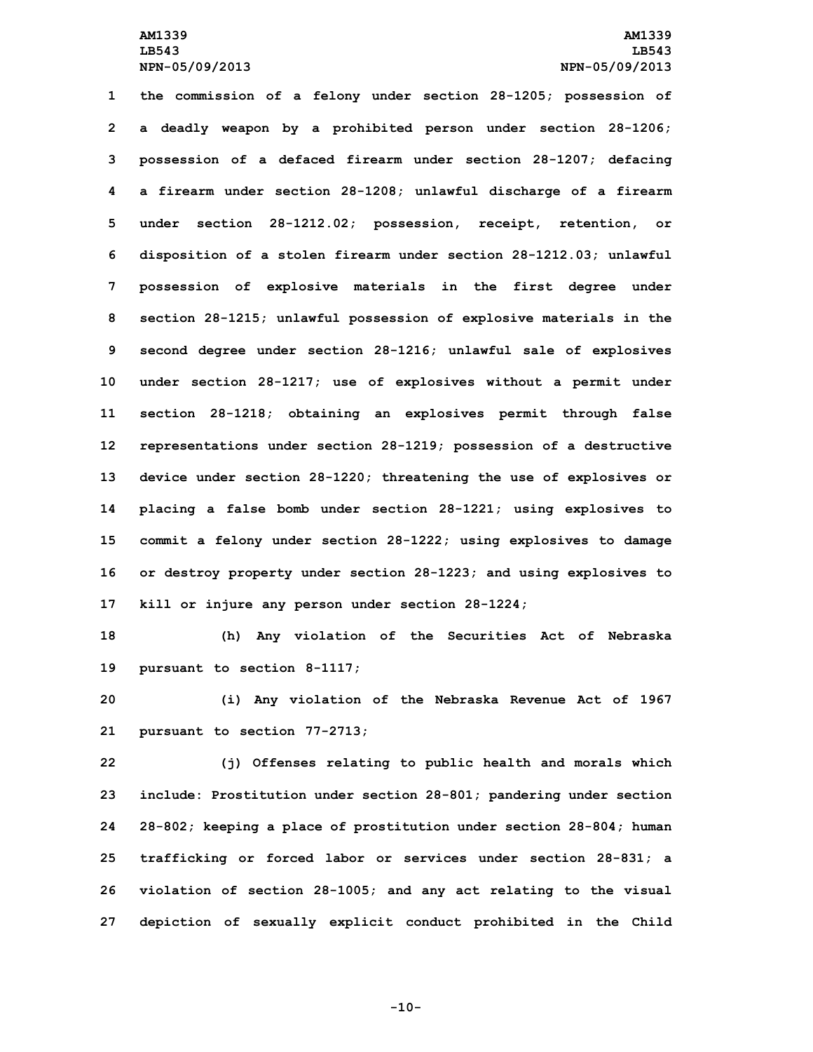the commission of a felony under section 28-1205; possession of a deadly weapon by a prohibited person under section 28-1206; possession of a defaced firearm under section 28-1207; defacing a firearm under section 28-1208; unlawful discharge of a firearm under section 28-1212.02; possession, receipt, retention, or disposition of a stolen firearm under section 28-1212.03; unlawful possession of explosive materials in the first degree under section 28-1215; unlawful possession of explosive materials in the second degree under section 28-1216; unlawful sale of explosives under section 28-1217; use of explosives without a permit under section 28-1218; obtaining an explosives permit through false representations under section 28-1219; possession of a destructive device under section 28-1220; threatening the use of explosives or placing a false bomb under section 28-1221; using explosives to commit a felony under section 28-1222; using explosives to damage or destroy property under section 28-1223; and using explosives to kill or injure any person under section 28-1224;

(h) Any violation of the Securities Act of Nebraska pursuant to section 8-1117;

(i) Any violation of the Nebraska Revenue Act of 1967 pursuant to section 77-2713;

(j) Offenses relating to public health and morals which include: Prostitution under section 28-801; pandering under section 28-802; keeping a place of prostitution under section 28-804; human trafficking or forced labor or services under section 28-831; a violation of section 28-1005; and any act relating to the visual depiction of sexually explicit conduct prohibited in the Child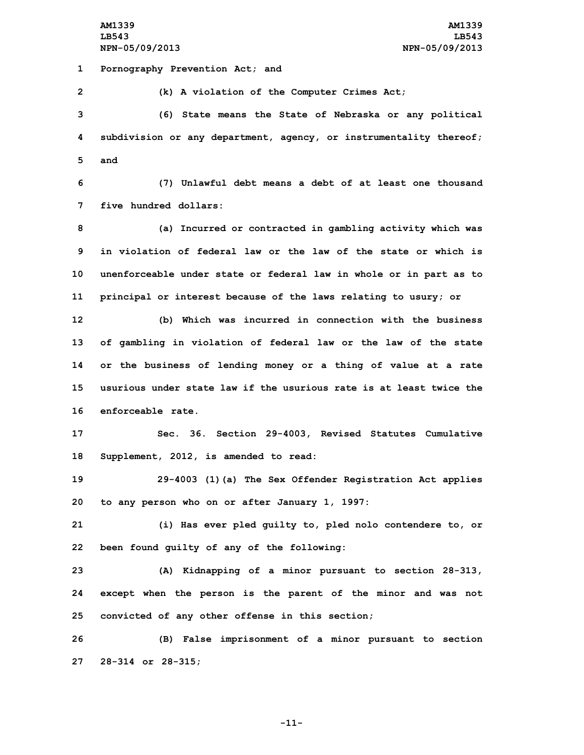Pornography Prevention Act; and

(k) A violation of the Computer Crimes Act;

(6) State means the State of Nebraska or any political subdivision or any department, agency, or instrumentality thereof; and

(7) Unlawful debt means a debt of at least one thousand five hundred dollars:

(a) Incurred or contracted in gambling activity which was in violation of federal law or the law of the state or which is unenforceable under state or federal law in whole or in part as to principal or interest because of the laws relating to usury; or

(b) Which was incurred in connection with the business of gambling in violation of federal law or the law of the state or the business of lending money or a thing of value at a rate usurious under state law if the usurious rate is at least twice the enforceable rate.

Sec. 36. Section 29-4003, Revised Statutes Cumulative Supplement, 2012, is amended to read:

29-4003 (1)(a) The Sex Offender Registration Act applies to any person who on or after January 1, 1997:

(i) Has ever pled guilty to, pled nolo contendere to, or been found guilty of any of the following:

(A) Kidnapping of a minor pursuant to section 28-313, except when the person is the parent of the minor and was not convicted of any other offense in this section;

(B) False imprisonment of a minor pursuant to section 28-314 or 28-315;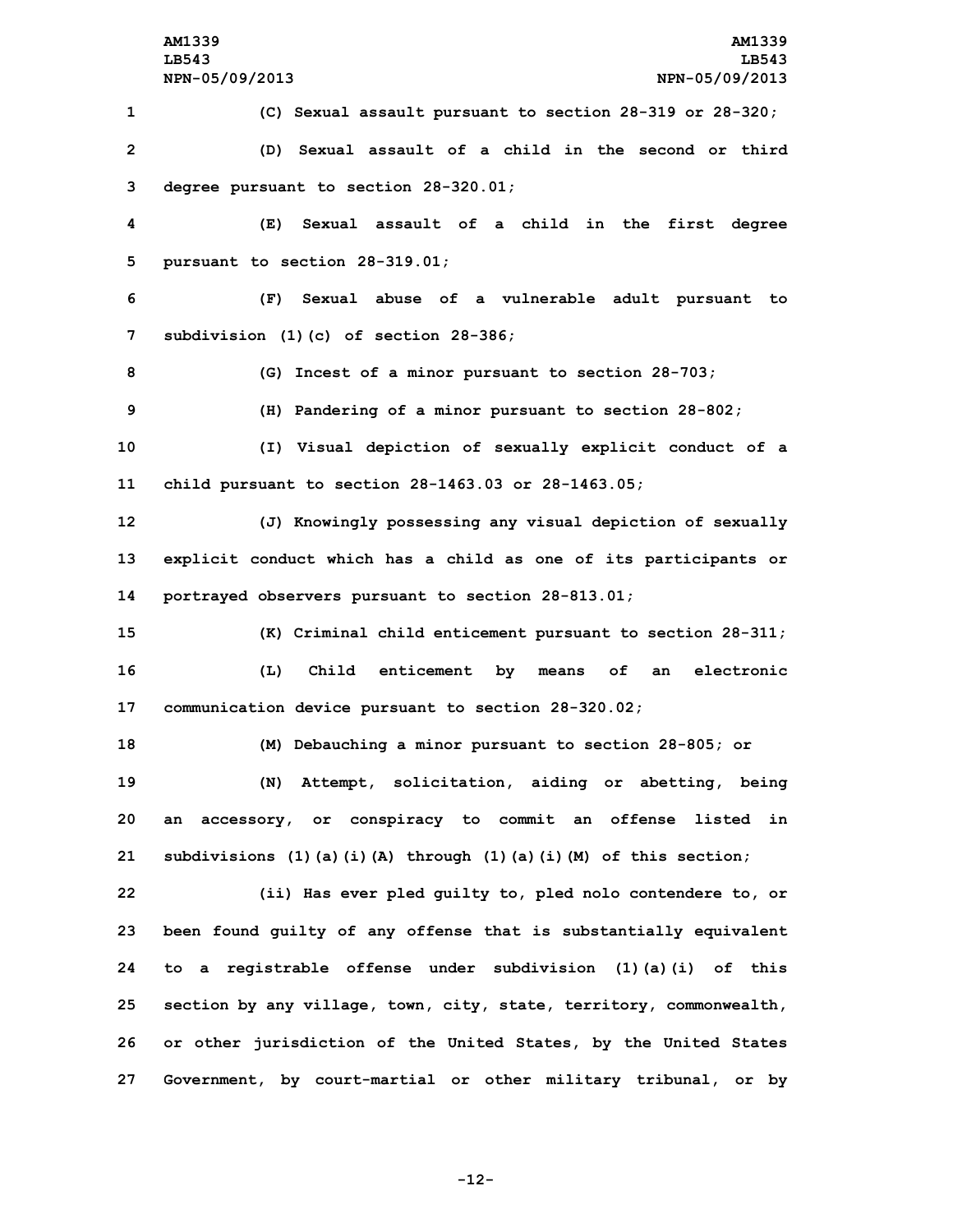(C) Sexual assault pursuant to section 28-319 or 28-320;

(D) Sexual assault of a child in the second or third degree pursuant to section 28-320.01;

(E) Sexual assault of a child in the first degree pursuant to section 28-319.01;

(F) Sexual abuse of a vulnerable adult pursuant to subdivision (1)(c) of section 28-386;

(G) Incest of a minor pursuant to section 28-703;

(H) Pandering of a minor pursuant to section 28-802;

(I) Visual depiction of sexually explicit conduct of a child pursuant to section 28-1463.03 or 28-1463.05;

(J) Knowingly possessing any visual depiction of sexually explicit conduct which has a child as one of its participants or portrayed observers pursuant to section 28-813.01;

(K) Criminal child enticement pursuant to section 28-311;

(L) Child enticement by means of an electronic communication device pursuant to section 28-320.02;

(M) Debauching a minor pursuant to section 28-805; or

(N) Attempt, solicitation, aiding or abetting, being an accessory, or conspiracy to commit an offense listed in subdivisions (1)(a)(i)(A) through (1)(a)(i)(M) of this section;

(ii) Has ever pled guilty to, pled nolo contendere to, or been found guilty of any offense that is substantially equivalent to a registrable offense under subdivision (1)(a)(i) of this section by any village, town, city, state, territory, commonwealth, or other jurisdiction of the United States, by the United States Government, by court-martial or other military tribunal, or by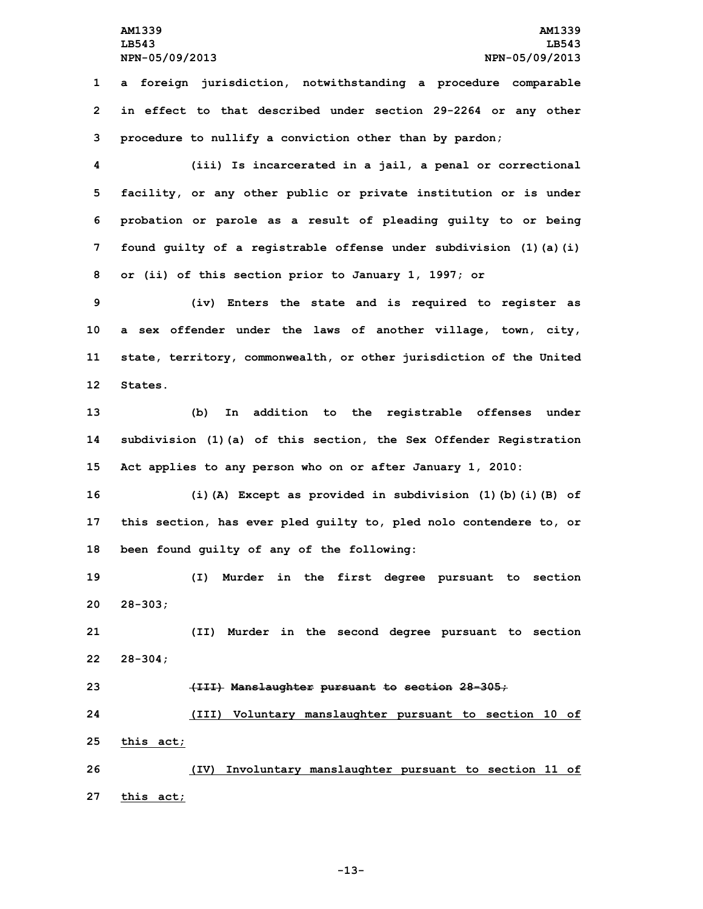a foreign jurisdiction, notwithstanding a procedure comparable in effect to that described under section 29-2264 or any other procedure to nullify a conviction other than by pardon;

(iii) Is incarcerated in a jail, a penal or correctional facility, or any other public or private institution or is under probation or parole as a result of pleading guilty to or being found guilty of a registrable offense under subdivision (1)(a)(i) or (ii) of this section prior to January 1, 1997; or

(iv) Enters the state and is required to register as a sex offender under the laws of another village, town, city, state, territory, commonwealth, or other jurisdiction of the United States.

(b) In addition to the registrable offenses under subdivision (1)(a) of this section, the Sex Offender Registration Act applies to any person who on or after January 1, 2010:

(i)(A) Except as provided in subdivision (1)(b)(i)(B) of this section, has ever pled guilty to, pled nolo contendere to, or been found guilty of any of the following:

(I) Murder in the first degree pursuant to section 28-303;

(II) Murder in the second degree pursuant to section 28-304;

~~(III) Manslaughter pursuant to section 28-305;~~

<u>(III) Voluntary manslaughter pursuant to section 10 of this act;</u>

<u>(IV) Involuntary manslaughter pursuant to section 11 of this act;</u>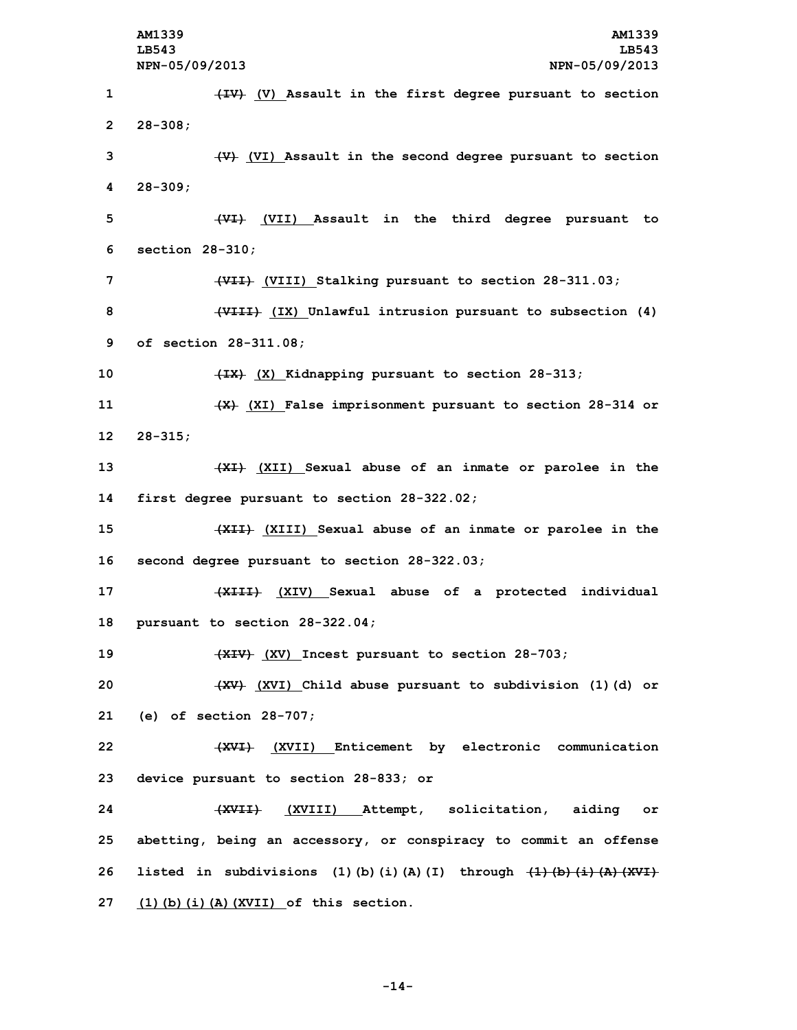~~(IV)~~ (V) Assault in the first degree pursuant to section 28-308;

~~(V)~~ (VI) Assault in the second degree pursuant to section 28-309;

~~(VI)~~ (VII) Assault in the third degree pursuant to section 28-310;

~~(VII)~~ (VIII) Stalking pursuant to section 28-311.03;

~~(VIII)~~ (IX) Unlawful intrusion pursuant to subsection (4) of section 28-311.08;

~~(IX)~~ (X) Kidnapping pursuant to section 28-313;

~~(X)~~ (XI) False imprisonment pursuant to section 28-314 or 28-315;

~~(XI)~~ (XII) Sexual abuse of an inmate or parolee in the first degree pursuant to section 28-322.02;

~~(XII)~~ (XIII) Sexual abuse of an inmate or parolee in the second degree pursuant to section 28-322.03;

~~(XIII)~~ (XIV) Sexual abuse of a protected individual pursuant to section 28-322.04;

~~(XIV)~~ (XV) Incest pursuant to section 28-703;

~~(XV)~~ (XVI) Child abuse pursuant to subdivision (1)(d) or (e) of section 28-707;

~~(XVI)~~ (XVII) Enticement by electronic communication device pursuant to section 28-833; or

~~(XVII)~~ (XVIII) Attempt, solicitation, aiding or abetting, being an accessory, or conspiracy to commit an offense listed in subdivisions (1)(b)(i)(A)(I) through ~~(1)(b)(i)(A)(XVI)~~ (1)(b)(i)(A)(XVII) of this section.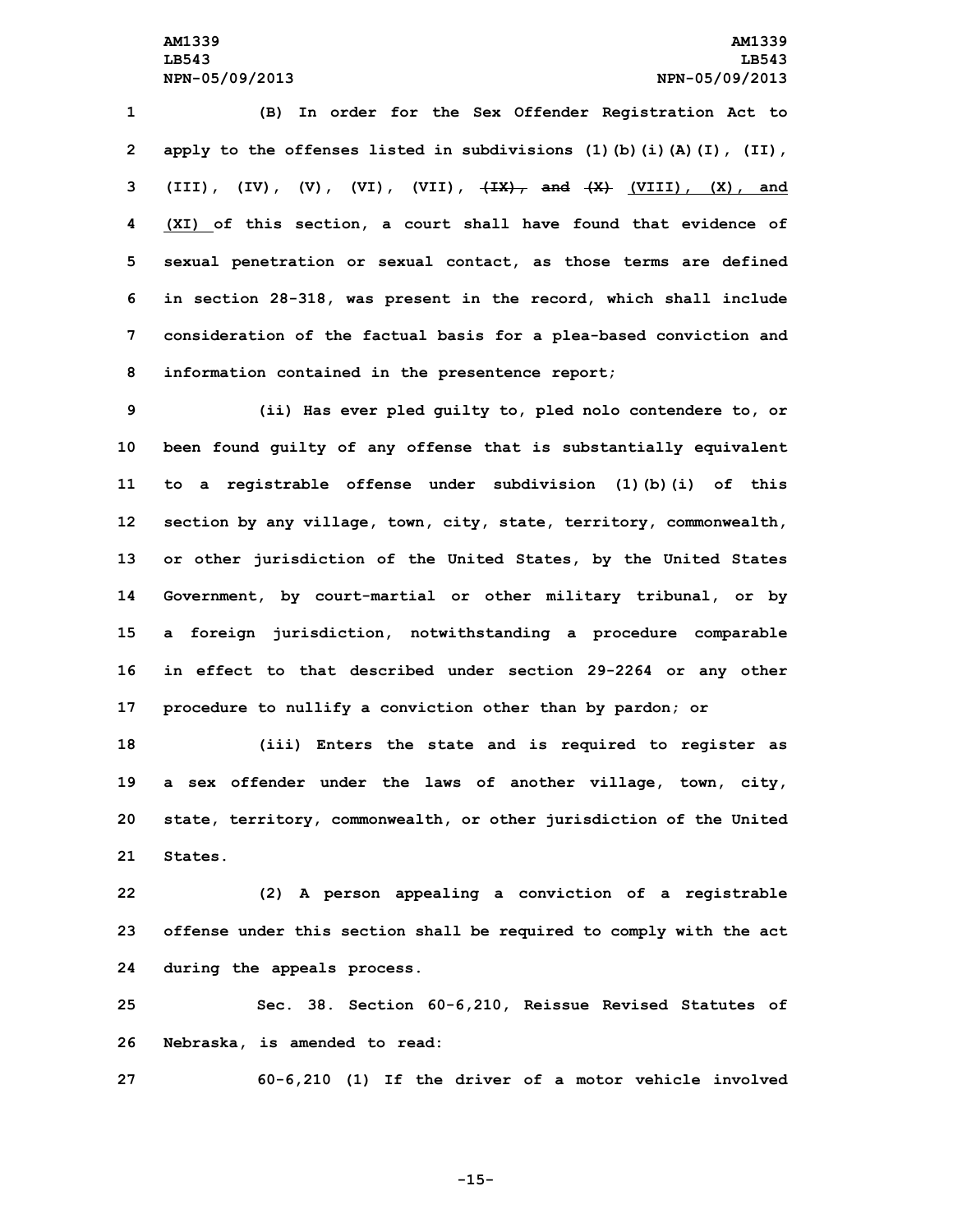(B) In order for the Sex Offender Registration Act to apply to the offenses listed in subdivisions (1)(b)(i)(A)(I), (II), (III), (IV), (V), (VI), (VII), ~~(IX), and (X)~~ (VIII), (X), and (XI) of this section, a court shall have found that evidence of sexual penetration or sexual contact, as those terms are defined in section 28-318, was present in the record, which shall include consideration of the factual basis for a plea-based conviction and information contained in the presentence report;

(ii) Has ever pled guilty to, pled nolo contendere to, or been found guilty of any offense that is substantially equivalent to a registrable offense under subdivision (1)(b)(i) of this section by any village, town, city, state, territory, commonwealth, or other jurisdiction of the United States, by the United States Government, by court-martial or other military tribunal, or by a foreign jurisdiction, notwithstanding a procedure comparable in effect to that described under section 29-2264 or any other procedure to nullify a conviction other than by pardon; or

(iii) Enters the state and is required to register as a sex offender under the laws of another village, town, city, state, territory, commonwealth, or other jurisdiction of the United States.

(2) A person appealing a conviction of a registrable offense under this section shall be required to comply with the act during the appeals process.

Sec. 38. Section 60-6,210, Reissue Revised Statutes of Nebraska, is amended to read:

60-6,210 (1) If the driver of a motor vehicle involved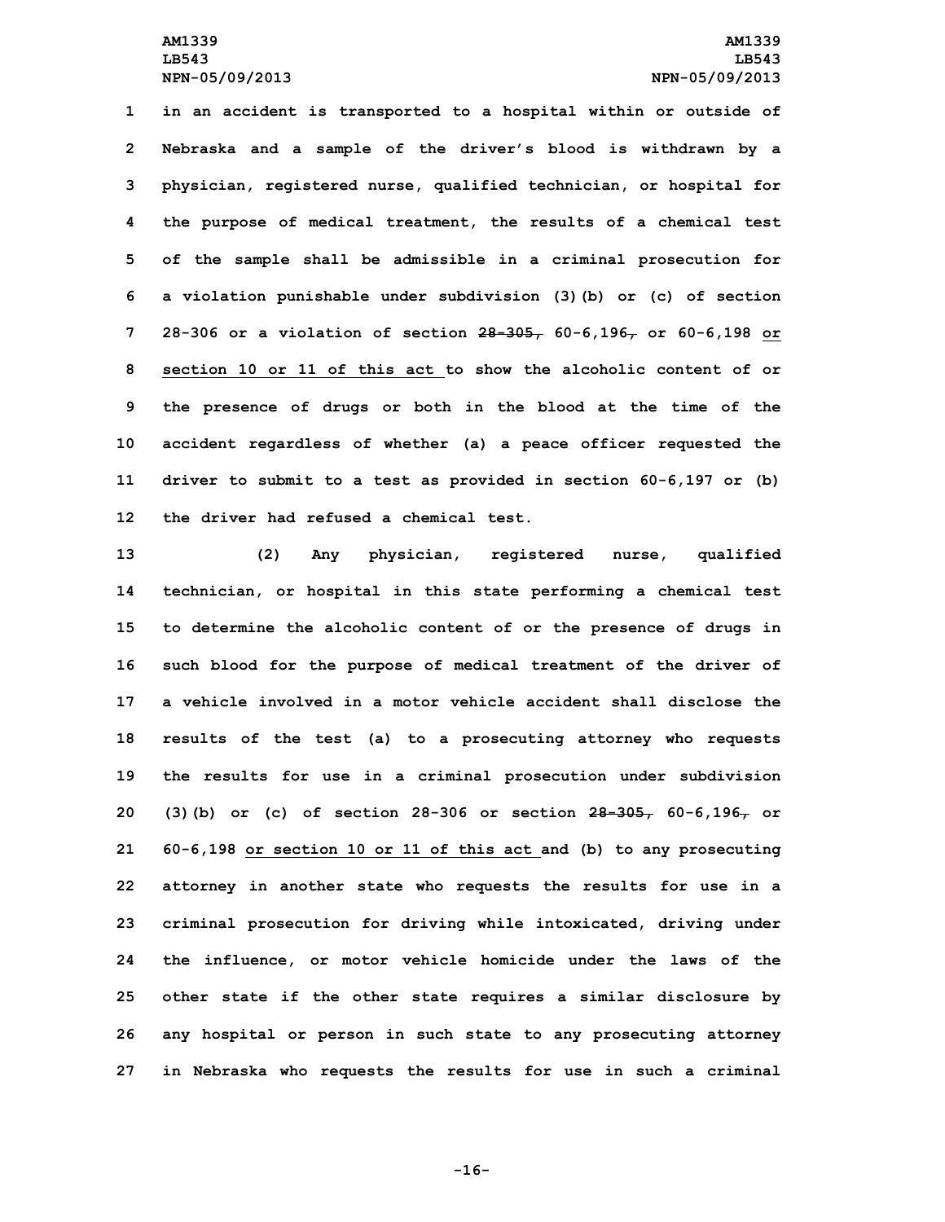in an accident is transported to a hospital within or outside of Nebraska and a sample of the driver's blood is withdrawn by a physician, registered nurse, qualified technician, or hospital for the purpose of medical treatment, the results of a chemical test of the sample shall be admissible in a criminal prosecution for a violation punishable under subdivision (3)(b) or (c) of section 28-306 or a violation of section ~~28-305,~~ 60-6,196~~,~~ or 60-6,198 or section 10 or 11 of this act to show the alcoholic content of or the presence of drugs or both in the blood at the time of the accident regardless of whether (a) a peace officer requested the driver to submit to a test as provided in section 60-6,197 or (b) the driver had refused a chemical test.

(2) Any physician, registered nurse, qualified technician, or hospital in this state performing a chemical test to determine the alcoholic content of or the presence of drugs in such blood for the purpose of medical treatment of the driver of a vehicle involved in a motor vehicle accident shall disclose the results of the test (a) to a prosecuting attorney who requests the results for use in a criminal prosecution under subdivision (3)(b) or (c) of section 28-306 or section ~~28-305,~~ 60-6,196~~,~~ or 60-6,198 or section 10 or 11 of this act and (b) to any prosecuting attorney in another state who requests the results for use in a criminal prosecution for driving while intoxicated, driving under the influence, or motor vehicle homicide under the laws of the other state if the other state requires a similar disclosure by any hospital or person in such state to any prosecuting attorney in Nebraska who requests the results for use in such a criminal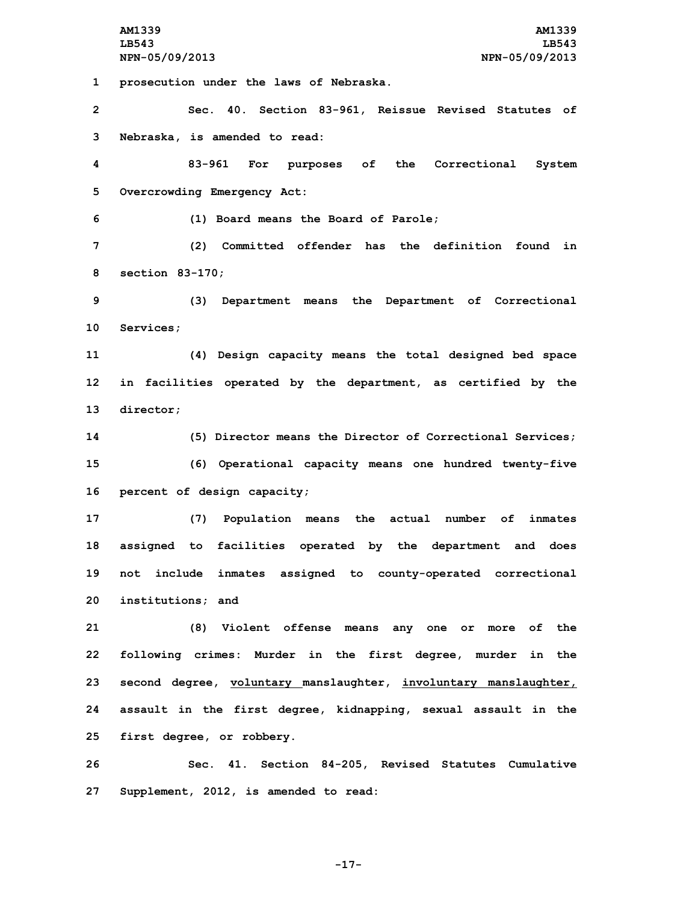prosecution under the laws of Nebraska.

Sec. 40. Section 83-961, Reissue Revised Statutes of Nebraska, is amended to read:

83-961 For purposes of the Correctional System Overcrowding Emergency Act:

(1) Board means the Board of Parole;

(2) Committed offender has the definition found in section 83-170;

(3) Department means the Department of Correctional Services;

(4) Design capacity means the total designed bed space in facilities operated by the department, as certified by the director;

(5) Director means the Director of Correctional Services;

(6) Operational capacity means one hundred twenty-five percent of design capacity;

(7) Population means the actual number of inmates assigned to facilities operated by the department and does not include inmates assigned to county-operated correctional institutions; and

(8) Violent offense means any one or more of the following crimes: Murder in the first degree, murder in the second degree, <u>voluntary</u> manslaughter, <u>involuntary manslaughter,</u> assault in the first degree, kidnapping, sexual assault in the first degree, or robbery.

Sec. 41. Section 84-205, Revised Statutes Cumulative Supplement, 2012, is amended to read: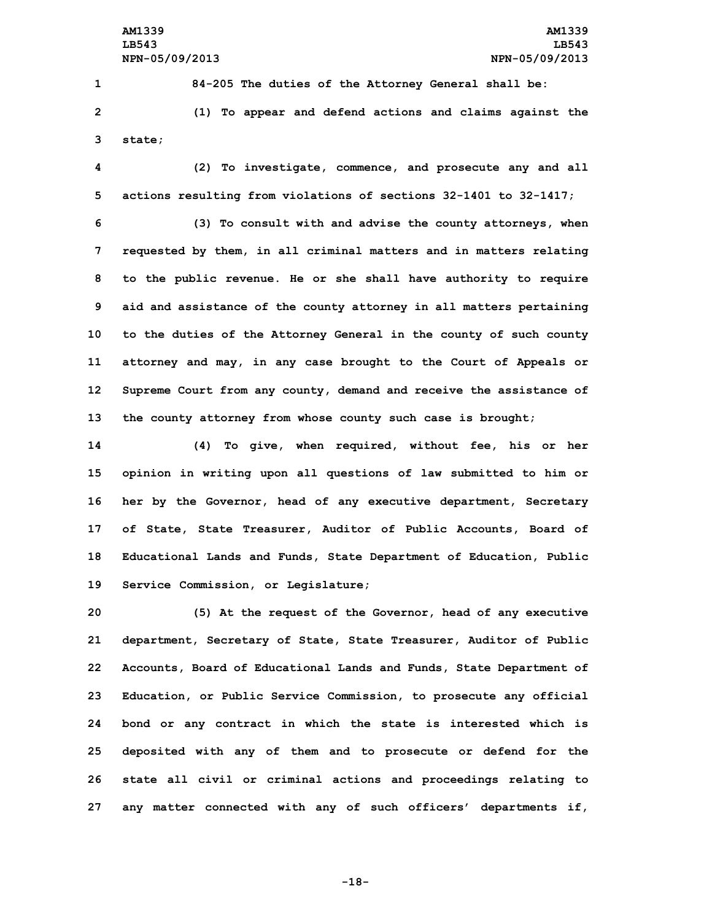84-205 The duties of the Attorney General shall be:

(1) To appear and defend actions and claims against the state;

(2) To investigate, commence, and prosecute any and all actions resulting from violations of sections 32-1401 to 32-1417;

(3) To consult with and advise the county attorneys, when requested by them, in all criminal matters and in matters relating to the public revenue. He or she shall have authority to require aid and assistance of the county attorney in all matters pertaining to the duties of the Attorney General in the county of such county attorney and may, in any case brought to the Court of Appeals or Supreme Court from any county, demand and receive the assistance of the county attorney from whose county such case is brought;

(4) To give, when required, without fee, his or her opinion in writing upon all questions of law submitted to him or her by the Governor, head of any executive department, Secretary of State, State Treasurer, Auditor of Public Accounts, Board of Educational Lands and Funds, State Department of Education, Public Service Commission, or Legislature;

(5) At the request of the Governor, head of any executive department, Secretary of State, State Treasurer, Auditor of Public Accounts, Board of Educational Lands and Funds, State Department of Education, or Public Service Commission, to prosecute any official bond or any contract in which the state is interested which is deposited with any of them and to prosecute or defend for the state all civil or criminal actions and proceedings relating to any matter connected with any of such officers' departments if,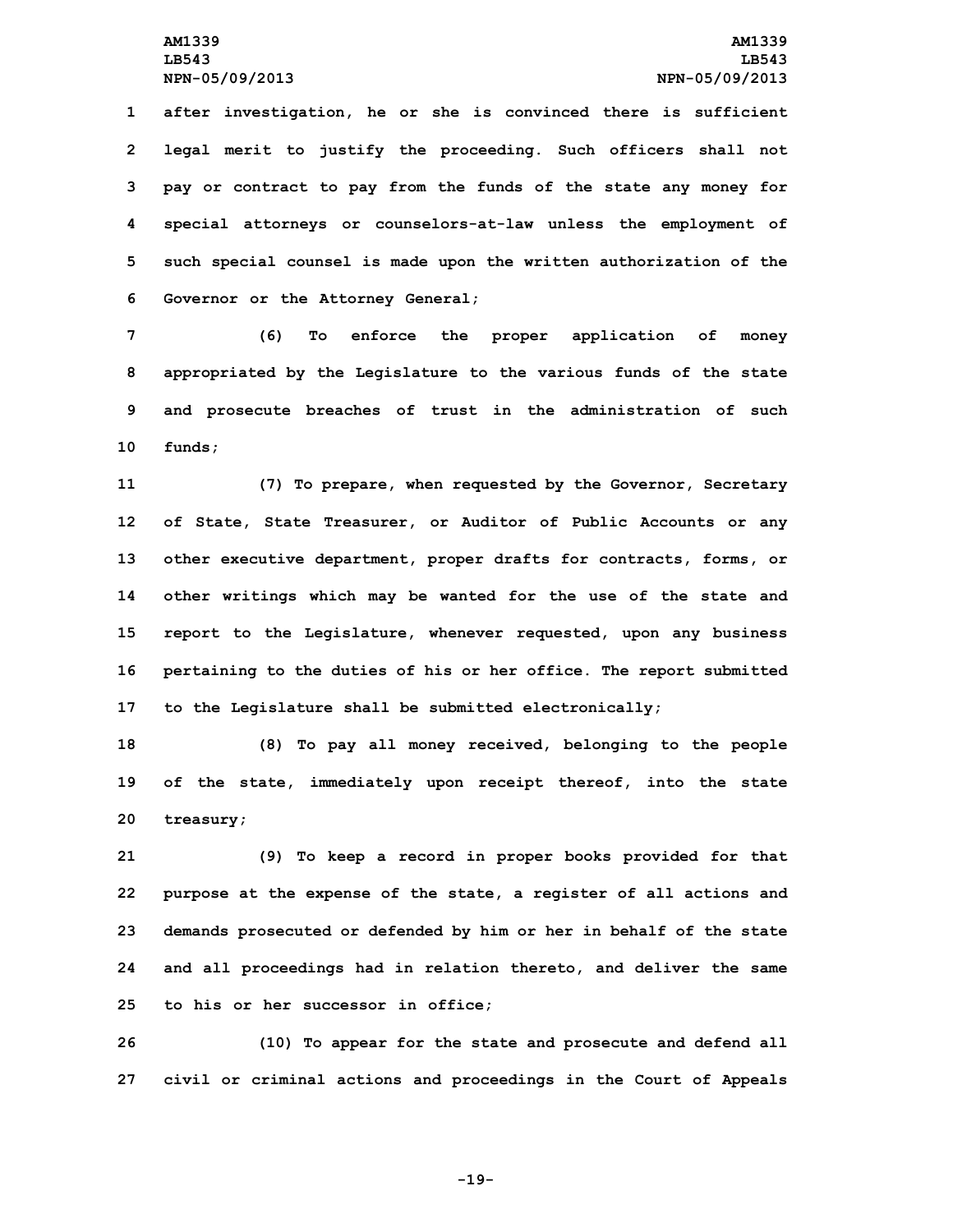after investigation, he or she is convinced there is sufficient legal merit to justify the proceeding. Such officers shall not pay or contract to pay from the funds of the state any money for special attorneys or counselors-at-law unless the employment of such special counsel is made upon the written authorization of the Governor or the Attorney General;

(6) To enforce the proper application of money appropriated by the Legislature to the various funds of the state and prosecute breaches of trust in the administration of such funds;

(7) To prepare, when requested by the Governor, Secretary of State, State Treasurer, or Auditor of Public Accounts or any other executive department, proper drafts for contracts, forms, or other writings which may be wanted for the use of the state and report to the Legislature, whenever requested, upon any business pertaining to the duties of his or her office. The report submitted to the Legislature shall be submitted electronically;

(8) To pay all money received, belonging to the people of the state, immediately upon receipt thereof, into the state treasury;

(9) To keep a record in proper books provided for that purpose at the expense of the state, a register of all actions and demands prosecuted or defended by him or her in behalf of the state and all proceedings had in relation thereto, and deliver the same to his or her successor in office;

(10) To appear for the state and prosecute and defend all civil or criminal actions and proceedings in the Court of Appeals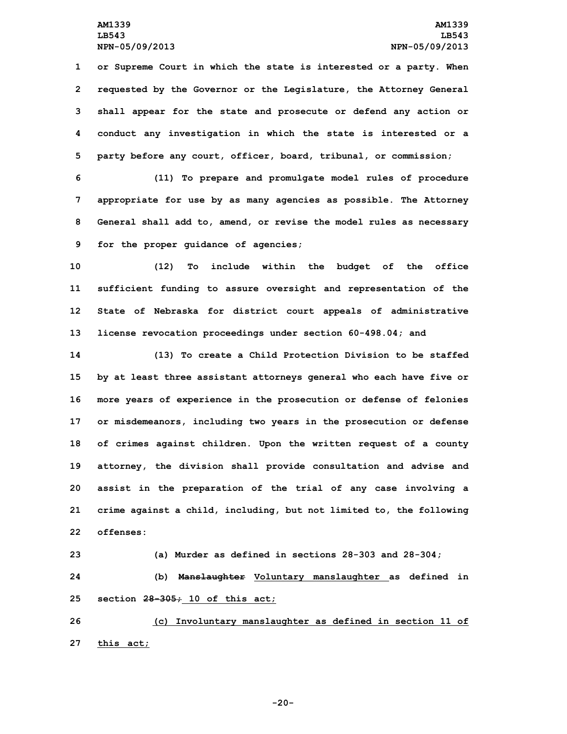or Supreme Court in which the state is interested or a party. When requested by the Governor or the Legislature, the Attorney General shall appear for the state and prosecute or defend any action or conduct any investigation in which the state is interested or a party before any court, officer, board, tribunal, or commission;

(11) To prepare and promulgate model rules of procedure appropriate for use by as many agencies as possible. The Attorney General shall add to, amend, or revise the model rules as necessary for the proper guidance of agencies;

(12) To include within the budget of the office sufficient funding to assure oversight and representation of the State of Nebraska for district court appeals of administrative license revocation proceedings under section 60-498.04; and

(13) To create a Child Protection Division to be staffed by at least three assistant attorneys general who each have five or more years of experience in the prosecution or defense of felonies or misdemeanors, including two years in the prosecution or defense of crimes against children. Upon the written request of a county attorney, the division shall provide consultation and advise and assist in the preparation of the trial of any case involving a crime against a child, including, but not limited to, the following offenses:

(a) Murder as defined in sections 28-303 and 28-304;

(b) ~~Manslaughter~~ Voluntary manslaughter as defined in section ~~28-305;~~ 10 of this act;

(c) Involuntary manslaughter as defined in section 11 of this act;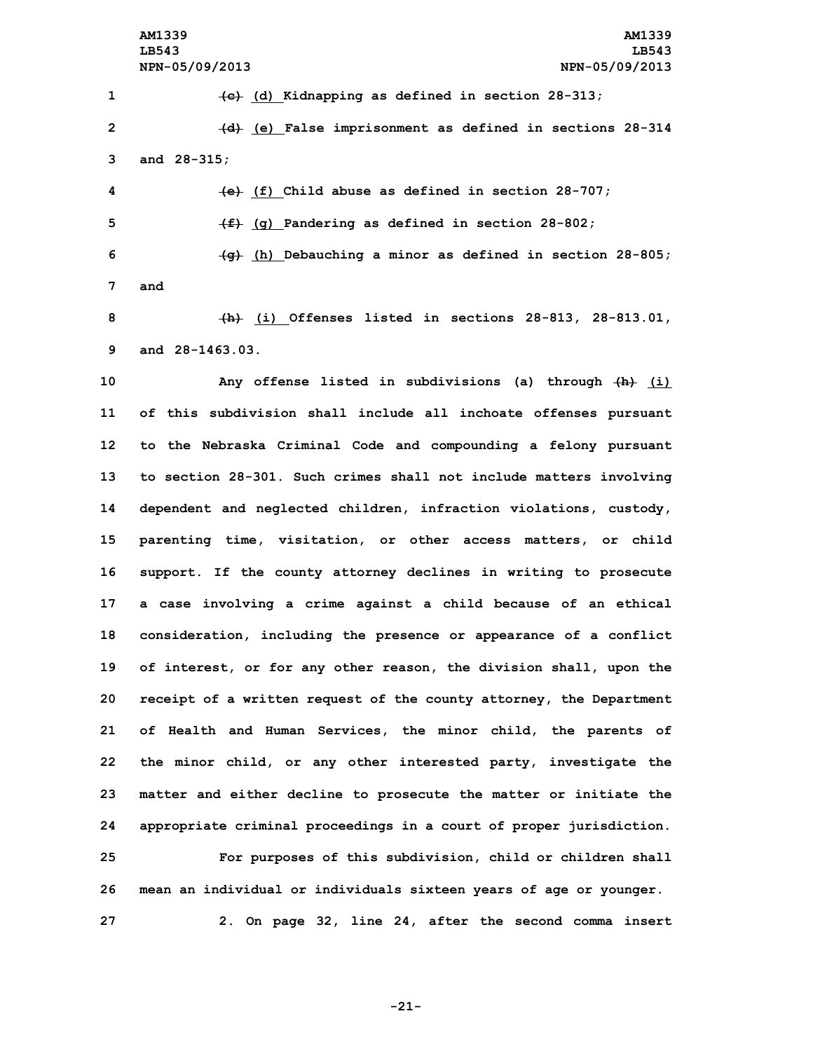~~(c)~~ <u>(d)</u> Kidnapping as defined in section 28-313;

~~(d)~~ <u>(e)</u> False imprisonment as defined in sections 28-314 and 28-315;

~~(e)~~ <u>(f)</u> Child abuse as defined in section 28-707;

~~(f)~~ <u>(g)</u> Pandering as defined in section 28-802;

~~(g)~~ <u>(h)</u> Debauching a minor as defined in section 28-805; and

~~(h)~~ <u>(i)</u> Offenses listed in sections 28-813, 28-813.01, and 28-1463.03.

Any offense listed in subdivisions (a) through ~~(h)~~ <u>(i)</u> of this subdivision shall include all inchoate offenses pursuant to the Nebraska Criminal Code and compounding a felony pursuant to section 28-301. Such crimes shall not include matters involving dependent and neglected children, infraction violations, custody, parenting time, visitation, or other access matters, or child support. If the county attorney declines in writing to prosecute a case involving a crime against a child because of an ethical consideration, including the presence or appearance of a conflict of interest, or for any other reason, the division shall, upon the receipt of a written request of the county attorney, the Department of Health and Human Services, the minor child, the parents of the minor child, or any other interested party, investigate the matter and either decline to prosecute the matter or initiate the appropriate criminal proceedings in a court of proper jurisdiction.

For purposes of this subdivision, child or children shall mean an individual or individuals sixteen years of age or younger.

2. On page 32, line 24, after the second comma insert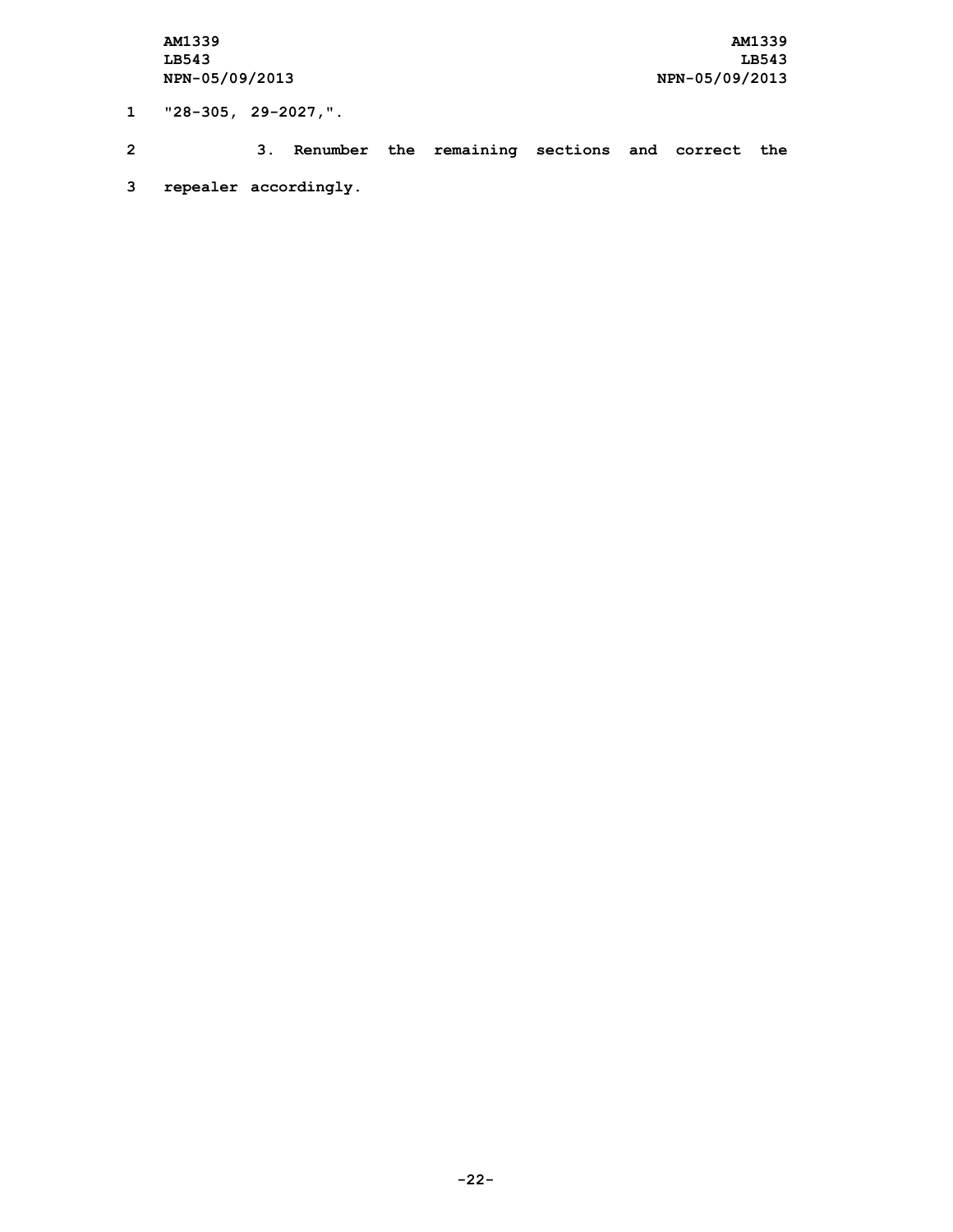"28-305, 29-2027,".

3. Renumber the remaining sections and correct the repealer accordingly.